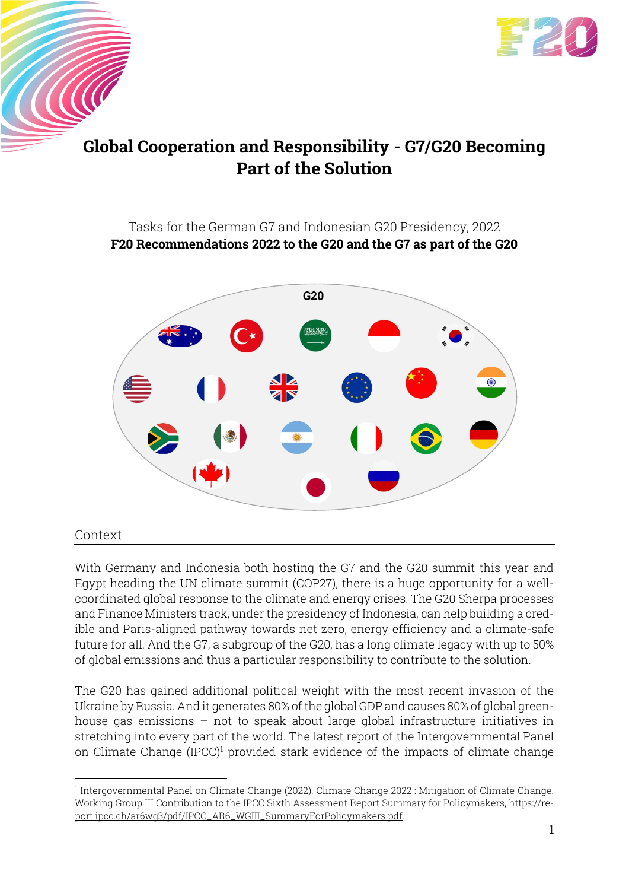# Global Cooperation and Responsibility - G7/G20 Becoming Part of the Solution

Tasks for the German G7 and Indonesian G20 Presidency, 2022

**F20 Recommendations 2022 to the G20 and the G7 as part of the G20**

G20

## Context

With Germany and Indonesia both hosting the G7 and the G20 summit this year and Egypt heading the UN climate summit (COP27), there is a huge opportunity for a well-coordinated global response to the climate and energy crises. The G20 Sherpa processes and Finance Ministers track, under the presidency of Indonesia, can help building a credible and Paris-aligned pathway towards net zero, energy efficiency and a climate-safe future for all. And the G7, a subgroup of the G20, has a long climate legacy with up to 50% of global emissions and thus a particular responsibility to contribute to the solution.

The G20 has gained additional political weight with the most recent invasion of the Ukraine by Russia. And it generates 80% of the global GDP and causes 80% of global greenhouse gas emissions – not to speak about large global infrastructure initiatives in stretching into every part of the world. The latest report of the Intergovernmental Panel on Climate Change (IPCC)[1] provided stark evidence of the impacts of climate change

[1] Intergovernmental Panel on Climate Change (2022). Climate Change 2022 : Mitigation of Climate Change. Working Group III Contribution to the IPCC Sixth Assessment Report Summary for Policymakers, https://report.ipcc.ch/ar6wg3/pdf/IPCC_AR6_WGIII_SummaryForPolicymakers.pdf.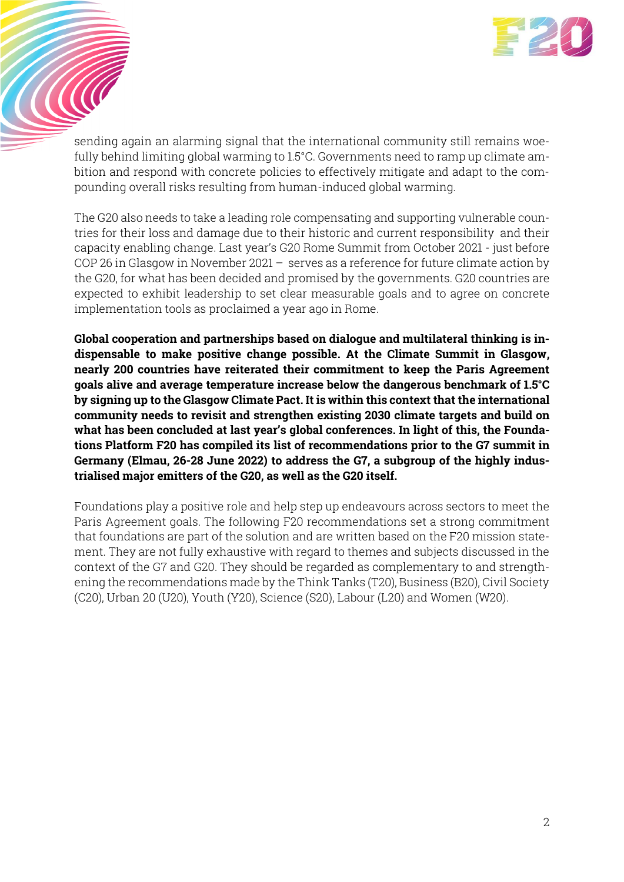sending again an alarming signal that the international community still remains woefully behind limiting global warming to 1.5°C. Governments need to ramp up climate ambition and respond with concrete policies to effectively mitigate and adapt to the compounding overall risks resulting from human-induced global warming.

The G20 also needs to take a leading role compensating and supporting vulnerable countries for their loss and damage due to their historic and current responsibility and their capacity enabling change. Last year's G20 Rome Summit from October 2021 - just before COP 26 in Glasgow in November 2021 – serves as a reference for future climate action by the G20, for what has been decided and promised by the governments. G20 countries are expected to exhibit leadership to set clear measurable goals and to agree on concrete implementation tools as proclaimed a year ago in Rome.

**Global cooperation and partnerships based on dialogue and multilateral thinking is indispensable to make positive change possible. At the Climate Summit in Glasgow, nearly 200 countries have reiterated their commitment to keep the Paris Agreement goals alive and average temperature increase below the dangerous benchmark of 1.5°C by signing up to the Glasgow Climate Pact. It is within this context that the international community needs to revisit and strengthen existing 2030 climate targets and build on what has been concluded at last year's global conferences. In light of this, the Foundations Platform F20 has compiled its list of recommendations prior to the G7 summit in Germany (Elmau, 26-28 June 2022) to address the G7, a subgroup of the highly industrialised major emitters of the G20, as well as the G20 itself.**

Foundations play a positive role and help step up endeavours across sectors to meet the Paris Agreement goals. The following F20 recommendations set a strong commitment that foundations are part of the solution and are written based on the F20 mission statement. They are not fully exhaustive with regard to themes and subjects discussed in the context of the G7 and G20. They should be regarded as complementary to and strengthening the recommendations made by the Think Tanks (T20), Business (B20), Civil Society (C20), Urban 20 (U20), Youth (Y20), Science (S20), Labour (L20) and Women (W20).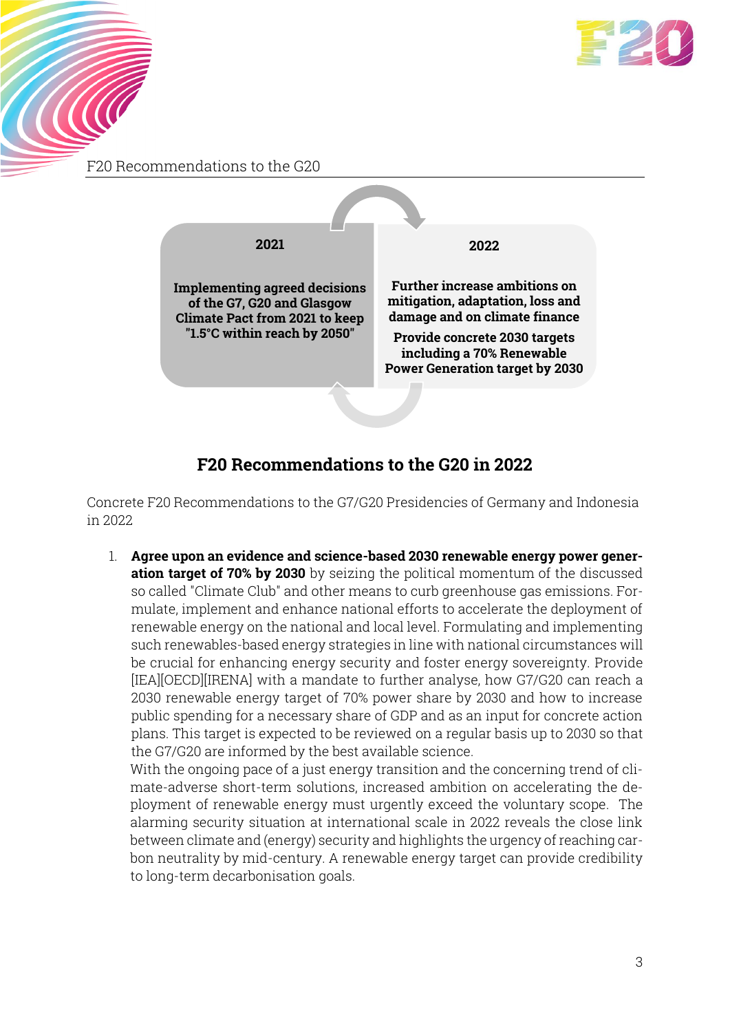**2021**

**Implementing agreed decisions of the G7, G20 and Glasgow Climate Pact from 2021 to keep "1.5°C within reach by 2050"**

**2022**

**Further increase ambitions on mitigation, adaptation, loss and damage and on climate finance**

**Provide concrete 2030 targets including a 70% Renewable Power Generation target by 2030**

## F20 Recommendations to the G20 in 2022

Concrete F20 Recommendations to the G7/G20 Presidencies of Germany and Indonesia in 2022

1. **Agree upon an evidence and science-based 2030 renewable energy power generation target of 70% by 2030** by seizing the political momentum of the discussed so called "Climate Club" and other means to curb greenhouse gas emissions. Formulate, implement and enhance national efforts to accelerate the deployment of renewable energy on the national and local level. Formulating and implementing such renewables-based energy strategies in line with national circumstances will be crucial for enhancing energy security and foster energy sovereignty. Provide [IEA][OECD][IRENA] with a mandate to further analyse, how G7/G20 can reach a 2030 renewable energy target of 70% power share by 2030 and how to increase public spending for a necessary share of GDP and as an input for concrete action plans. This target is expected to be reviewed on a regular basis up to 2030 so that the G7/G20 are informed by the best available science.
   With the ongoing pace of a just energy transition and the concerning trend of climate-adverse short-term solutions, increased ambition on accelerating the deployment of renewable energy must urgently exceed the voluntary scope. The alarming security situation at international scale in 2022 reveals the close link between climate and (energy) security and highlights the urgency of reaching carbon neutrality by mid-century. A renewable energy target can provide credibility to long-term decarbonisation goals.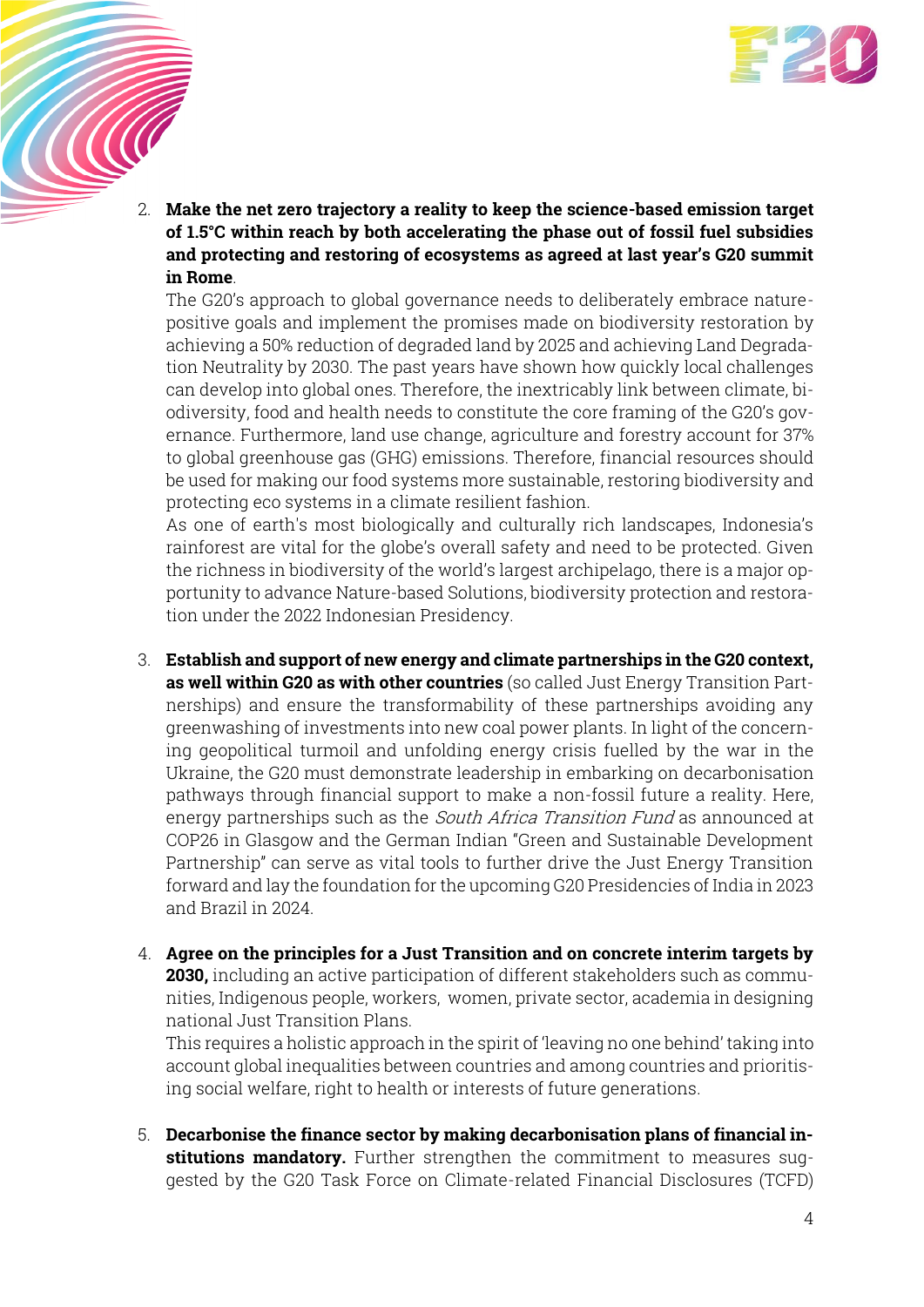2. **Make the net zero trajectory a reality to keep the science-based emission target of 1.5°C within reach by both accelerating the phase out of fossil fuel subsidies and protecting and restoring of ecosystems as agreed at last year's G20 summit in Rome**.
   The G20's approach to global governance needs to deliberately embrace nature-positive goals and implement the promises made on biodiversity restoration by achieving a 50% reduction of degraded land by 2025 and achieving Land Degradation Neutrality by 2030. The past years have shown how quickly local challenges can develop into global ones. Therefore, the inextricably link between climate, biodiversity, food and health needs to constitute the core framing of the G20's governance. Furthermore, land use change, agriculture and forestry account for 37% to global greenhouse gas (GHG) emissions. Therefore, financial resources should be used for making our food systems more sustainable, restoring biodiversity and protecting eco systems in a climate resilient fashion.
   As one of earth's most biologically and culturally rich landscapes, Indonesia's rainforest are vital for the globe's overall safety and need to be protected. Given the richness in biodiversity of the world's largest archipelago, there is a major opportunity to advance Nature-based Solutions, biodiversity protection and restoration under the 2022 Indonesian Presidency.

3. **Establish and support of new energy and climate partnerships in the G20 context, as well within G20 as with other countries** (so called Just Energy Transition Partnerships) and ensure the transformability of these partnerships avoiding any greenwashing of investments into new coal power plants. In light of the concerning geopolitical turmoil and unfolding energy crisis fuelled by the war in the Ukraine, the G20 must demonstrate leadership in embarking on decarbonisation pathways through financial support to make a non-fossil future a reality. Here, energy partnerships such as the *South Africa Transition Fund* as announced at COP26 in Glasgow and the German Indian "Green and Sustainable Development Partnership" can serve as vital tools to further drive the Just Energy Transition forward and lay the foundation for the upcoming G20 Presidencies of India in 2023 and Brazil in 2024.

4. **Agree on the principles for a Just Transition and on concrete interim targets by 2030,** including an active participation of different stakeholders such as communities, Indigenous people, workers, women, private sector, academia in designing national Just Transition Plans.
   This requires a holistic approach in the spirit of 'leaving no one behind' taking into account global inequalities between countries and among countries and prioritising social welfare, right to health or interests of future generations.

5. **Decarbonise the finance sector by making decarbonisation plans of financial institutions mandatory.** Further strengthen the commitment to measures suggested by the G20 Task Force on Climate-related Financial Disclosures (TCFD)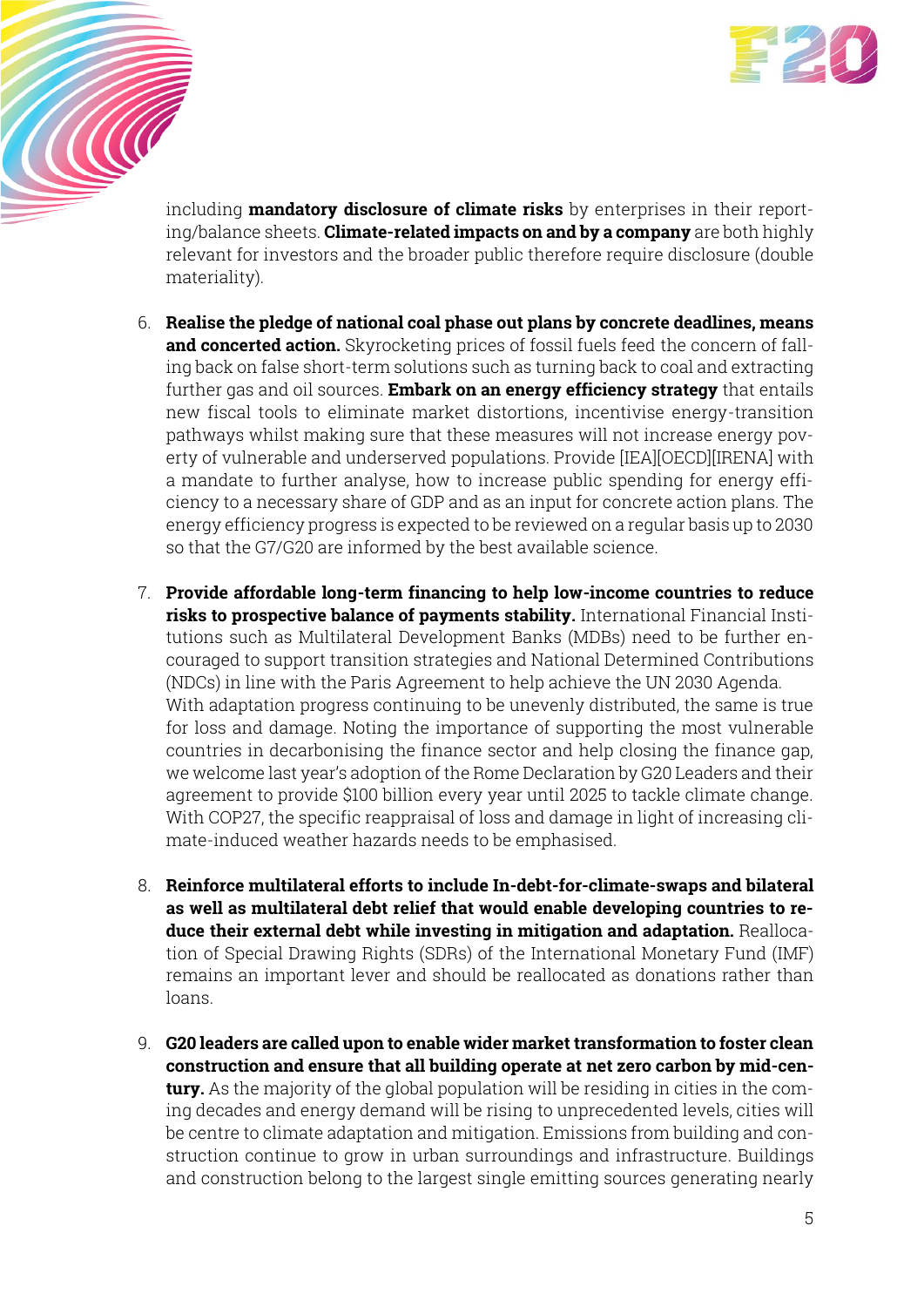including **mandatory disclosure of climate risks** by enterprises in their reporting/balance sheets. **Climate-related impacts on and by a company** are both highly relevant for investors and the broader public therefore require disclosure (double materiality).

6. **Realise the pledge of national coal phase out plans by concrete deadlines, means and concerted action.** Skyrocketing prices of fossil fuels feed the concern of falling back on false short-term solutions such as turning back to coal and extracting further gas and oil sources. **Embark on an energy efficiency strategy** that entails new fiscal tools to eliminate market distortions, incentivise energy-transition pathways whilst making sure that these measures will not increase energy poverty of vulnerable and underserved populations. Provide [IEA][OECD][IRENA] with a mandate to further analyse, how to increase public spending for energy efficiency to a necessary share of GDP and as an input for concrete action plans. The energy efficiency progress is expected to be reviewed on a regular basis up to 2030 so that the G7/G20 are informed by the best available science.

7. **Provide affordable long-term financing to help low-income countries to reduce risks to prospective balance of payments stability.** International Financial Institutions such as Multilateral Development Banks (MDBs) need to be further encouraged to support transition strategies and National Determined Contributions (NDCs) in line with the Paris Agreement to help achieve the UN 2030 Agenda.
With adaptation progress continuing to be unevenly distributed, the same is true for loss and damage. Noting the importance of supporting the most vulnerable countries in decarbonising the finance sector and help closing the finance gap, we welcome last year's adoption of the Rome Declaration by G20 Leaders and their agreement to provide $100 billion every year until 2025 to tackle climate change. With COP27, the specific reappraisal of loss and damage in light of increasing climate-induced weather hazards needs to be emphasised.

8. **Reinforce multilateral efforts to include In-debt-for-climate-swaps and bilateral as well as multilateral debt relief that would enable developing countries to reduce their external debt while investing in mitigation and adaptation.** Reallocation of Special Drawing Rights (SDRs) of the International Monetary Fund (IMF) remains an important lever and should be reallocated as donations rather than loans.

9. **G20 leaders are called upon to enable wider market transformation to foster clean construction and ensure that all building operate at net zero carbon by mid-century.** As the majority of the global population will be residing in cities in the coming decades and energy demand will be rising to unprecedented levels, cities will be centre to climate adaptation and mitigation. Emissions from building and construction continue to grow in urban surroundings and infrastructure. Buildings and construction belong to the largest single emitting sources generating nearly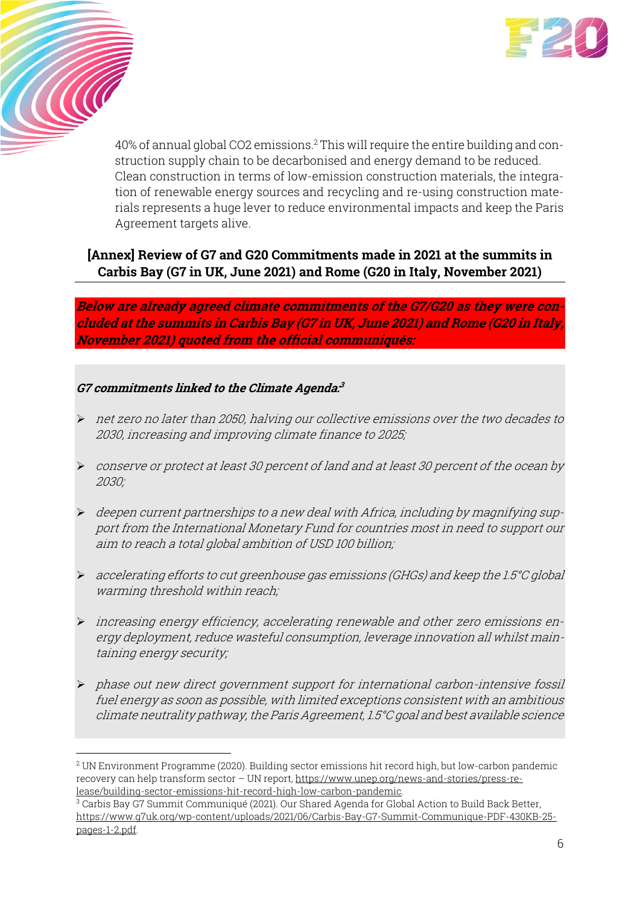40% of annual global $CO_2$ emissions.[2] This will require the entire building and construction supply chain to be decarbonised and energy demand to be reduced. Clean construction in terms of low-emission construction materials, the integration of renewable energy sources and recycling and re-using construction materials represents a huge lever to reduce environmental impacts and keep the Paris Agreement targets alive.

## [Annex] Review of G7 and G20 Commitments made in 2021 at the summits in Carbis Bay (G7 in UK, June 2021) and Rome (G20 in Italy, November 2021)

***Below are already agreed climate commitments of the G7/G20 as they were concluded at the summits in Carbis Bay (G7 in UK, June 2021) and Rome (G20 in Italy, November 2021) quoted from the official communiqués:***

***G7 commitments linked to the Climate Agenda:***[3]

- *net zero no later than 2050, halving our collective emissions over the two decades to 2030, increasing and improving climate finance to 2025;*
- *conserve or protect at least 30 percent of land and at least 30 percent of the ocean by 2030;*
- *deepen current partnerships to a new deal with Africa, including by magnifying support from the International Monetary Fund for countries most in need to support our aim to reach a total global ambition of USD 100 billion;*
- *accelerating efforts to cut greenhouse gas emissions (GHGs) and keep the 1.5°C global warming threshold within reach;*
- *increasing energy efficiency, accelerating renewable and other zero emissions energy deployment, reduce wasteful consumption, leverage innovation all whilst maintaining energy security;*
- *phase out new direct government support for international carbon-intensive fossil fuel energy as soon as possible, with limited exceptions consistent with an ambitious climate neutrality pathway, the Paris Agreement, 1.5°C goal and best available science*

---

[2] UN Environment Programme (2020). Building sector emissions hit record high, but low-carbon pandemic recovery can help transform sector – UN report, https://www.unep.org/news-and-stories/press-release/building-sector-emissions-hit-record-high-low-carbon-pandemic.

[3] Carbis Bay G7 Summit Communiqué (2021). Our Shared Agenda for Global Action to Build Back Better, https://www.g7uk.org/wp-content/uploads/2021/06/Carbis-Bay-G7-Summit-Communique-PDF-430KB-25-pages-1-2.pdf.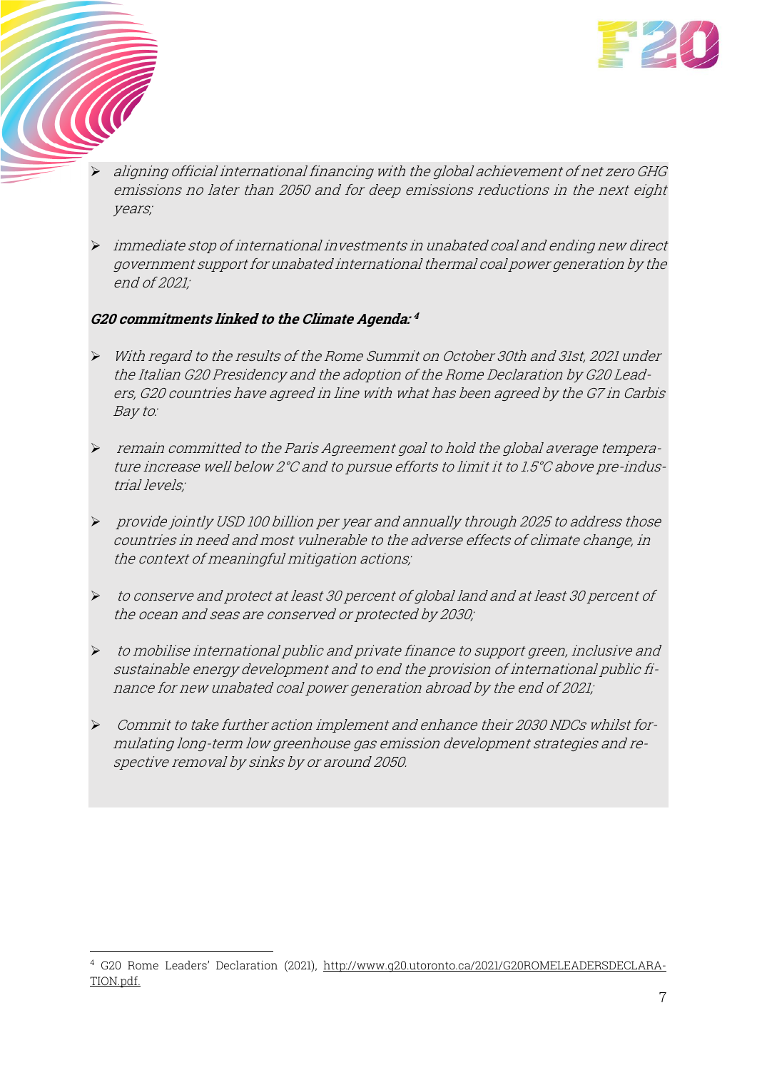- *aligning official international financing with the global achievement of net zero GHG emissions no later than 2050 and for deep emissions reductions in the next eight years;*

- *immediate stop of international investments in unabated coal and ending new direct government support for unabated international thermal coal power generation by the end of 2021;*

***G20 commitments linked to the Climate Agenda:*** [4]

- *With regard to the results of the Rome Summit on October 30th and 31st, 2021 under the Italian G20 Presidency and the adoption of the Rome Declaration by G20 Leaders, G20 countries have agreed in line with what has been agreed by the G7 in Carbis Bay to:*

- *remain committed to the Paris Agreement goal to hold the global average temperature increase well below 2°C and to pursue efforts to limit it to 1.5°C above pre-industrial levels;*

- *provide jointly USD 100 billion per year and annually through 2025 to address those countries in need and most vulnerable to the adverse effects of climate change, in the context of meaningful mitigation actions;*

- *to conserve and protect at least 30 percent of global land and at least 30 percent of the ocean and seas are conserved or protected by 2030;*

- *to mobilise international public and private finance to support green, inclusive and sustainable energy development and to end the provision of international public finance for new unabated coal power generation abroad by the end of 2021;*

- *Commit to take further action implement and enhance their 2030 NDCs whilst formulating long-term low greenhouse gas emission development strategies and respective removal by sinks by or around 2050.*

---

[4] G20 Rome Leaders' Declaration (2021), http://www.g20.utoronto.ca/2021/G20ROMELEADERSDECLARATION.pdf.